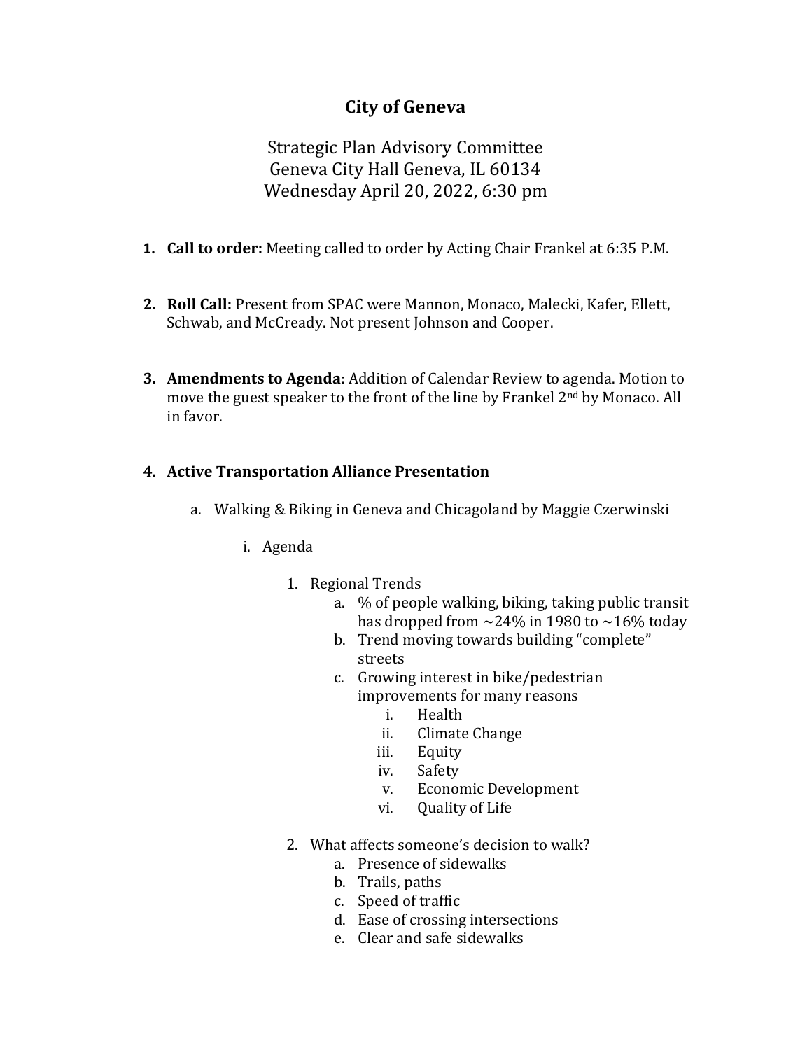# City of Geneva

Strategic Plan Advisory Committee
Geneva City Hall Geneva, IL 60134
Wednesday April 20, 2022, 6:30 pm

1. **Call to order:** Meeting called to order by Acting Chair Frankel at 6:35 P.M.

2. **Roll Call:** Present from SPAC were Mannon, Monaco, Malecki, Kafer, Ellett, Schwab, and McCready. Not present Johnson and Cooper.

3. **Amendments to Agenda**: Addition of Calendar Review to agenda. Motion to move the guest speaker to the front of the line by Frankel 2nd by Monaco. All in favor.

4. **Active Transportation Alliance Presentation**

    a. Walking & Biking in Geneva and Chicagoland by Maggie Czerwinski

        i. Agenda

            1. Regional Trends
                a. % of people walking, biking, taking public transit has dropped from ~24% in 1980 to ~16% today
                b. Trend moving towards building "complete" streets
                c. Growing interest in bike/pedestrian improvements for many reasons
                    i. Health
                    ii. Climate Change
                    iii. Equity
                    iv. Safety
                    v. Economic Development
                    vi. Quality of Life

            2. What affects someone's decision to walk?
                a. Presence of sidewalks
                b. Trails, paths
                c. Speed of traffic
                d. Ease of crossing intersections
                e. Clear and safe sidewalks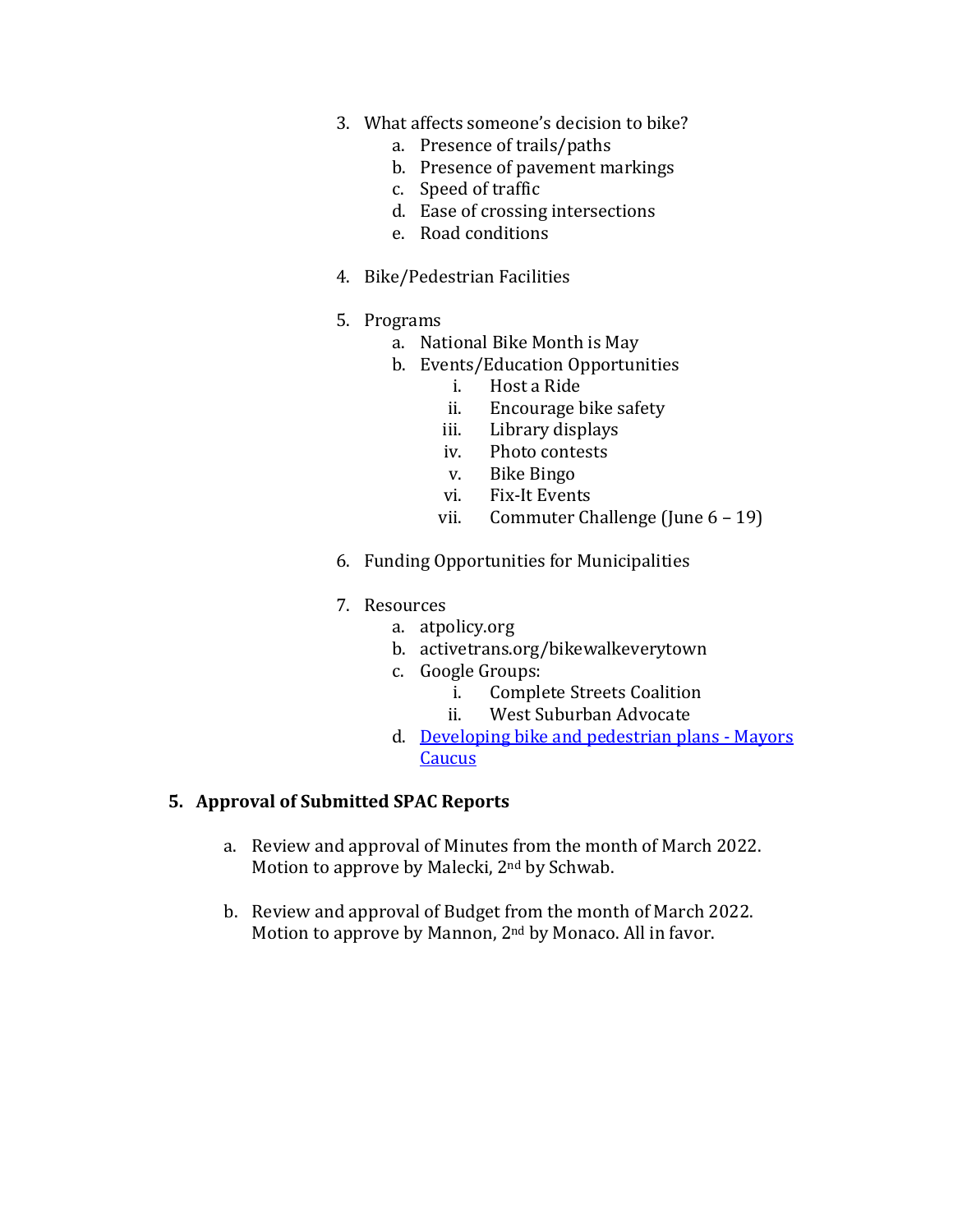3. What affects someone's decision to bike?
    a. Presence of trails/paths
    b. Presence of pavement markings
    c. Speed of traffic
    d. Ease of crossing intersections
    e. Road conditions

4. Bike/Pedestrian Facilities

5. Programs
    a. National Bike Month is May
    b. Events/Education Opportunities
        i. Host a Ride
        ii. Encourage bike safety
        iii. Library displays
        iv. Photo contests
        v. Bike Bingo
        vi. Fix-It Events
        vii. Commuter Challenge (June 6 – 19)

6. Funding Opportunities for Municipalities

7. Resources
    a. atpolicy.org
    b. activetrans.org/bikewalkeverytown
    c. Google Groups:
        i. Complete Streets Coalition
        ii. West Suburban Advocate
    d. Developing bike and pedestrian plans - Mayors Caucus

**5. Approval of Submitted SPAC Reports**

a. Review and approval of Minutes from the month of March 2022. Motion to approve by Malecki, 2nd by Schwab.

b. Review and approval of Budget from the month of March 2022. Motion to approve by Mannon, 2nd by Monaco. All in favor.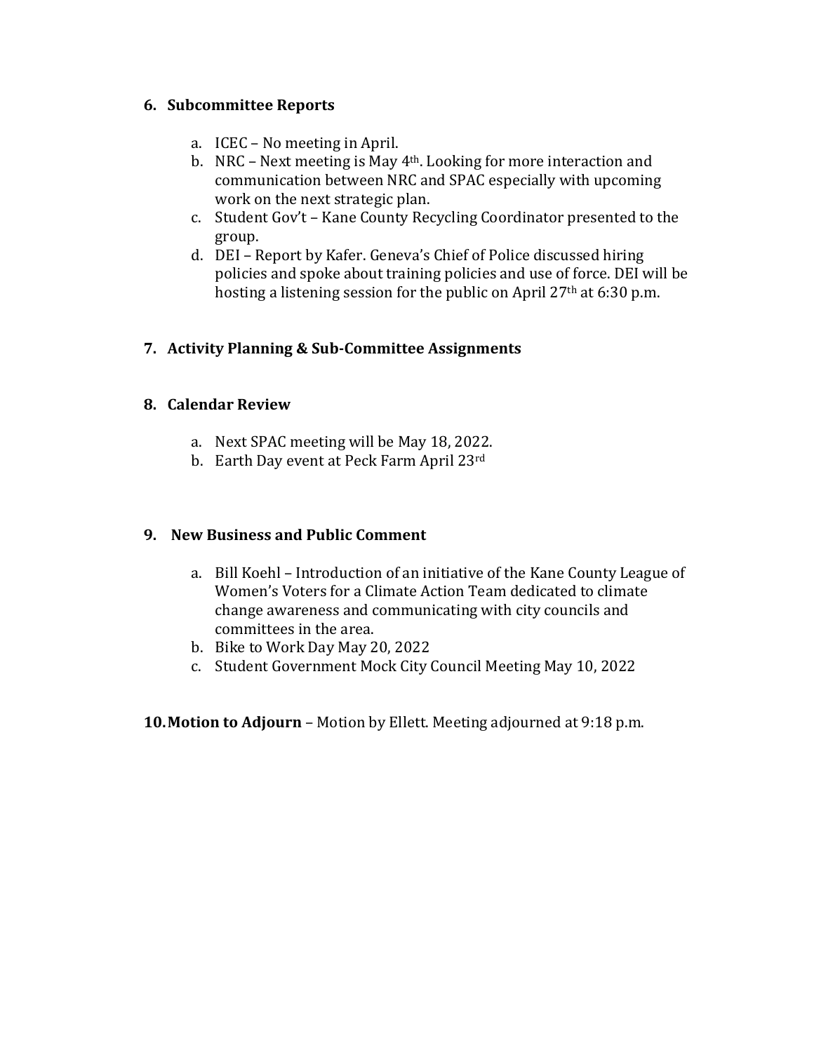6. **Subcommittee Reports**

   a. ICEC – No meeting in April.
   b. NRC – Next meeting is May 4th. Looking for more interaction and communication between NRC and SPAC especially with upcoming work on the next strategic plan.
   c. Student Gov't – Kane County Recycling Coordinator presented to the group.
   d. DEI – Report by Kafer. Geneva's Chief of Police discussed hiring policies and spoke about training policies and use of force. DEI will be hosting a listening session for the public on April 27th at 6:30 p.m.

7. **Activity Planning & Sub-Committee Assignments**

8. **Calendar Review**

   a. Next SPAC meeting will be May 18, 2022.
   b. Earth Day event at Peck Farm April 23rd

9. **New Business and Public Comment**

   a. Bill Koehl – Introduction of an initiative of the Kane County League of Women's Voters for a Climate Action Team dedicated to climate change awareness and communicating with city councils and committees in the area.
   b. Bike to Work Day May 20, 2022
   c. Student Government Mock City Council Meeting May 10, 2022

10. **Motion to Adjourn** – Motion by Ellett. Meeting adjourned at 9:18 p.m.